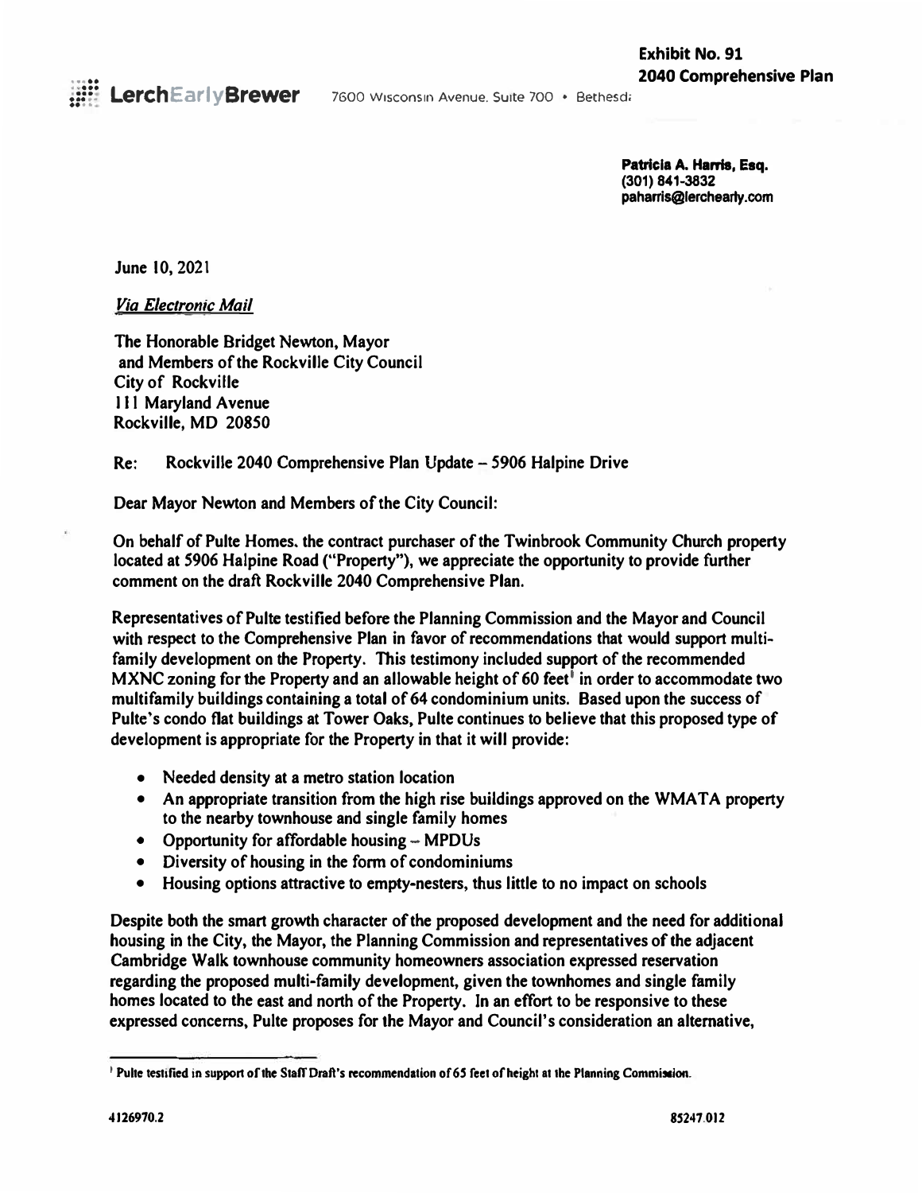**Exhibit No. 91**
**2040 Comprehensive Plan**

**LerchEarlyBrewer** 7600 Wisconsin Avenue, Suite 700 • Bethesd

**Patricia A. Harris, Esq.**
**(301) 841-3832**
**paharris@lerchearly.com**

June 10, 2021

*Via Electronic Mail*

The Honorable Bridget Newton, Mayor
and Members of the Rockville City Council
City of Rockville
111 Maryland Avenue
Rockville, MD 20850

Re: Rockville 2040 Comprehensive Plan Update – 5906 Halpine Drive

Dear Mayor Newton and Members of the City Council:

On behalf of Pulte Homes, the contract purchaser of the Twinbrook Community Church property located at 5906 Halpine Road ("Property"), we appreciate the opportunity to provide further comment on the draft Rockville 2040 Comprehensive Plan.

Representatives of Pulte testified before the Planning Commission and the Mayor and Council with respect to the Comprehensive Plan in favor of recommendations that would support multi-family development on the Property. This testimony included support of the recommended MXNC zoning for the Property and an allowable height of 60 feet[1] in order to accommodate two multifamily buildings containing a total of 64 condominium units. Based upon the success of Pulte's condo flat buildings at Tower Oaks, Pulte continues to believe that this proposed type of development is appropriate for the Property in that it will provide:

- Needed density at a metro station location
- An appropriate transition from the high rise buildings approved on the WMATA property to the nearby townhouse and single family homes
- Opportunity for affordable housing – MPDUs
- Diversity of housing in the form of condominiums
- Housing options attractive to empty-nesters, thus little to no impact on schools

Despite both the smart growth character of the proposed development and the need for additional housing in the City, the Mayor, the Planning Commission and representatives of the adjacent Cambridge Walk townhouse community homeowners association expressed reservation regarding the proposed multi-family development, given the townhomes and single family homes located to the east and north of the Property. In an effort to be responsive to these expressed concerns, Pulte proposes for the Mayor and Council's consideration an alternative,

[1] Pulte testified in support of the Staff Draft's recommendation of 65 feet of height at the Planning Commission.

4126970.2 85247.012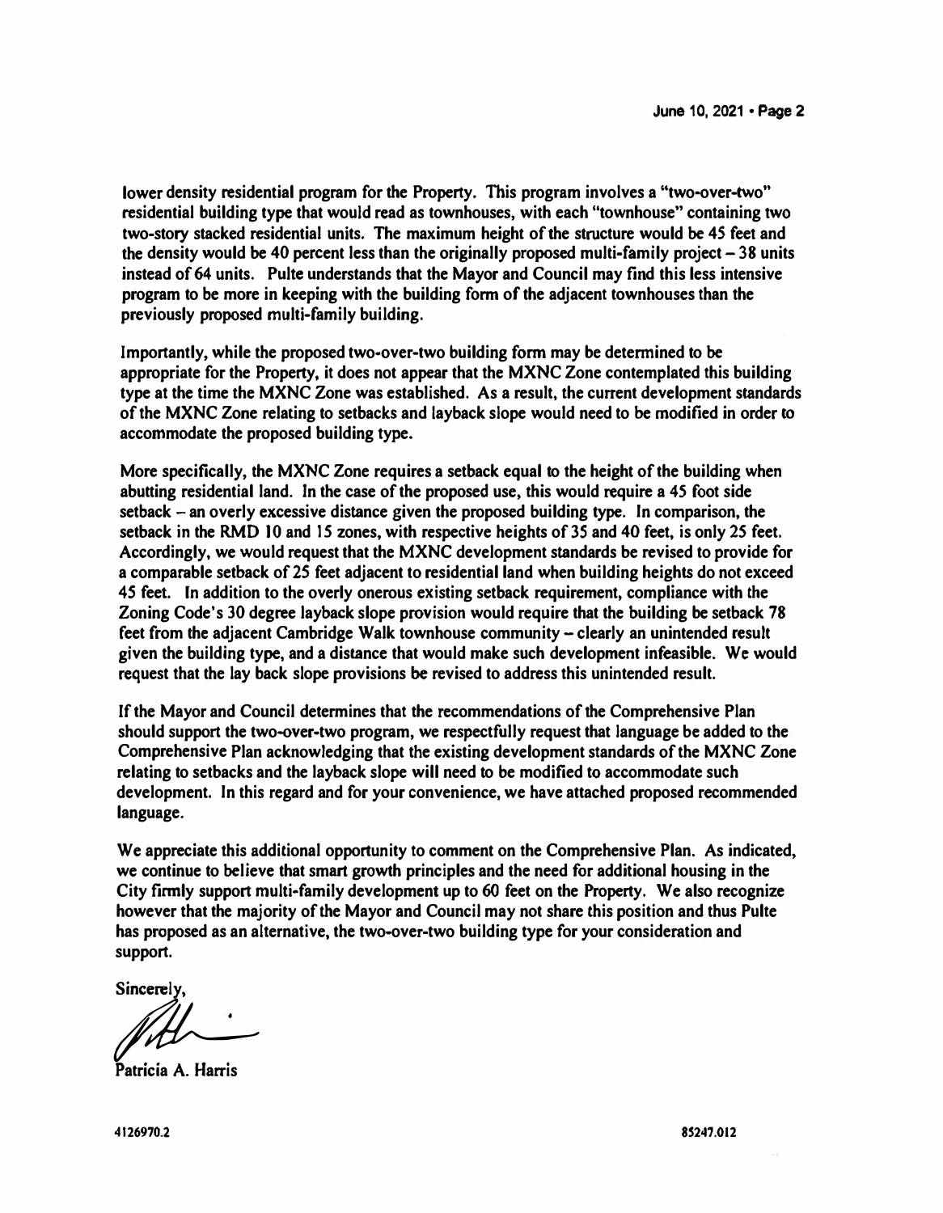lower density residential program for the Property. This program involves a "two-over-two" residential building type that would read as townhouses, with each "townhouse" containing two two-story stacked residential units. The maximum height of the structure would be 45 feet and the density would be 40 percent less than the originally proposed multi-family project – 38 units instead of 64 units. Pulte understands that the Mayor and Council may find this less intensive program to be more in keeping with the building form of the adjacent townhouses than the previously proposed multi-family building.

Importantly, while the proposed two-over-two building form may be determined to be appropriate for the Property, it does not appear that the MXNC Zone contemplated this building type at the time the MXNC Zone was established. As a result, the current development standards of the MXNC Zone relating to setbacks and layback slope would need to be modified in order to accommodate the proposed building type.

More specifically, the MXNC Zone requires a setback equal to the height of the building when abutting residential land. In the case of the proposed use, this would require a 45 foot side setback – an overly excessive distance given the proposed building type. In comparison, the setback in the RMD 10 and 15 zones, with respective heights of 35 and 40 feet, is only 25 feet. Accordingly, we would request that the MXNC development standards be revised to provide for a comparable setback of 25 feet adjacent to residential land when building heights do not exceed 45 feet. In addition to the overly onerous existing setback requirement, compliance with the Zoning Code's 30 degree layback slope provision would require that the building be setback 78 feet from the adjacent Cambridge Walk townhouse community – clearly an unintended result given the building type, and a distance that would make such development infeasible. We would request that the lay back slope provisions be revised to address this unintended result.

If the Mayor and Council determines that the recommendations of the Comprehensive Plan should support the two-over-two program, we respectfully request that language be added to the Comprehensive Plan acknowledging that the existing development standards of the MXNC Zone relating to setbacks and the layback slope will need to be modified to accommodate such development. In this regard and for your convenience, we have attached proposed recommended language.

We appreciate this additional opportunity to comment on the Comprehensive Plan. As indicated, we continue to believe that smart growth principles and the need for additional housing in the City firmly support multi-family development up to 60 feet on the Property. We also recognize however that the majority of the Mayor and Council may not share this position and thus Pulte has proposed as an alternative, the two-over-two building type for your consideration and support.

Sincerely,

Patricia A. Harris

4126970.2

85247.012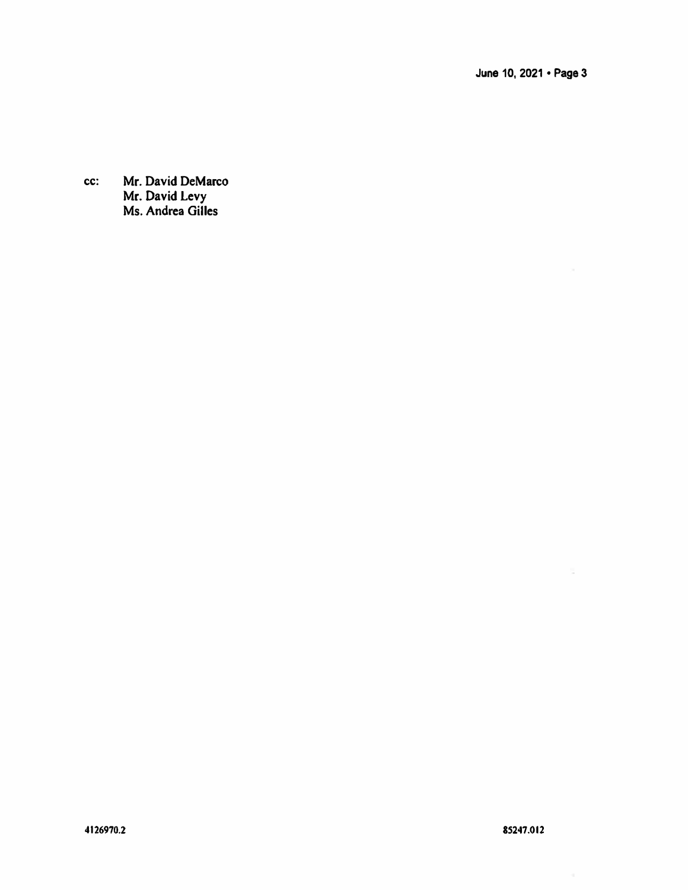cc: Mr. David DeMarco
Mr. David Levy
Ms. Andrea Gilles

4126970.2 85247.012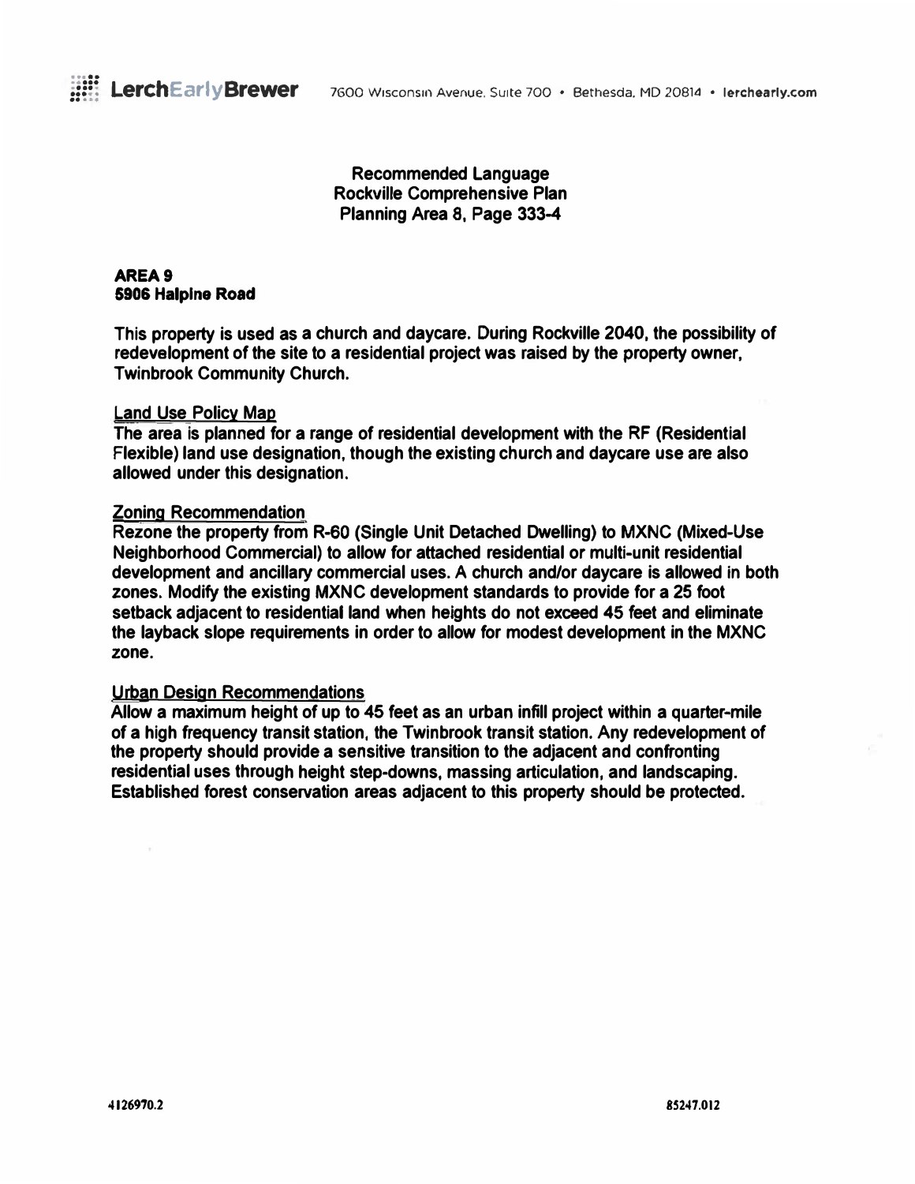**Recommended Language**
**Rockville Comprehensive Plan**
**Planning Area 8, Page 333-4**

**AREA 9**
**5906 Halpine Road**

This property is used as a church and daycare. During Rockville 2040, the possibility of redevelopment of the site to a residential project was raised by the property owner, Twinbrook Community Church.

Land Use Policy Map

The area is planned for a range of residential development with the RF (Residential Flexible) land use designation, though the existing church and daycare use are also allowed under this designation.

Zoning Recommendation

Rezone the property from R-60 (Single Unit Detached Dwelling) to MXNC (Mixed-Use Neighborhood Commercial) to allow for attached residential or multi-unit residential development and ancillary commercial uses. A church and/or daycare is allowed in both zones. Modify the existing MXNC development standards to provide for a 25 foot setback adjacent to residential land when heights do not exceed 45 feet and eliminate the layback slope requirements in order to allow for modest development in the MXNC zone.

Urban Design Recommendations

Allow a maximum height of up to 45 feet as an urban infill project within a quarter-mile of a high frequency transit station, the Twinbrook transit station. Any redevelopment of the property should provide a sensitive transition to the adjacent and confronting residential uses through height step-downs, massing articulation, and landscaping. Established forest conservation areas adjacent to this property should be protected.

4126970.2 85247.012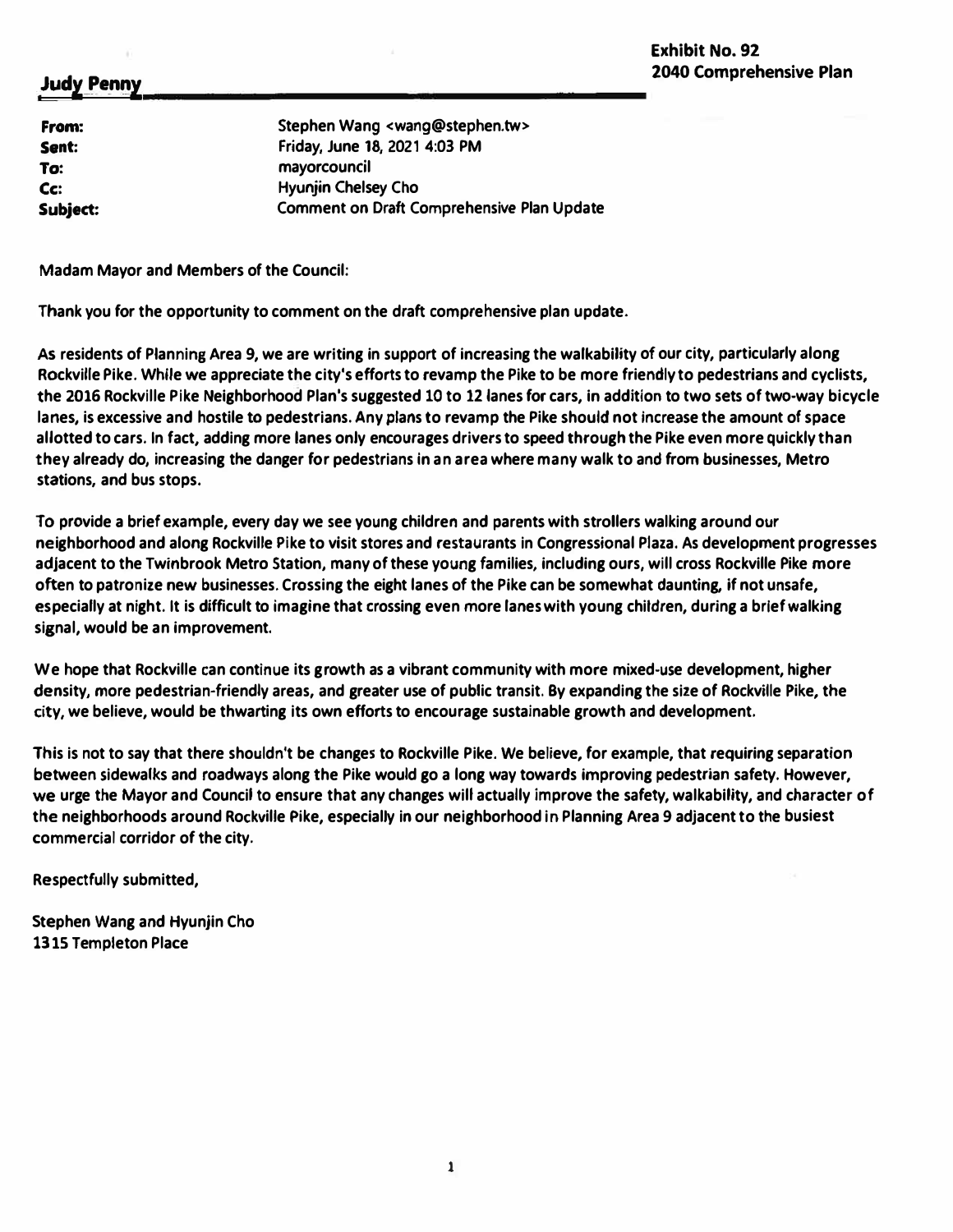**Exhibit No. 92**
**2040 Comprehensive Plan**

**Judy Penny**

| | |
|---|---|
| **From:** | Stephen Wang <wang@stephen.tw> |
| **Sent:** | Friday, June 18, 2021 4:03 PM |
| **To:** | mayorcouncil |
| **Cc:** | Hyunjin Chelsey Cho |
| **Subject:** | Comment on Draft Comprehensive Plan Update |

Madam Mayor and Members of the Council:

Thank you for the opportunity to comment on the draft comprehensive plan update.

As residents of Planning Area 9, we are writing in support of increasing the walkability of our city, particularly along Rockville Pike. While we appreciate the city's efforts to revamp the Pike to be more friendly to pedestrians and cyclists, the 2016 Rockville Pike Neighborhood Plan's suggested 10 to 12 lanes for cars, in addition to two sets of two-way bicycle lanes, is excessive and hostile to pedestrians. Any plans to revamp the Pike should not increase the amount of space allotted to cars. In fact, adding more lanes only encourages drivers to speed through the Pike even more quickly than they already do, increasing the danger for pedestrians in an area where many walk to and from businesses, Metro stations, and bus stops.

To provide a brief example, every day we see young children and parents with strollers walking around our neighborhood and along Rockville Pike to visit stores and restaurants in Congressional Plaza. As development progresses adjacent to the Twinbrook Metro Station, many of these young families, including ours, will cross Rockville Pike more often to patronize new businesses. Crossing the eight lanes of the Pike can be somewhat daunting, if not unsafe, especially at night. It is difficult to imagine that crossing even more lanes with young children, during a brief walking signal, would be an improvement.

We hope that Rockville can continue its growth as a vibrant community with more mixed-use development, higher density, more pedestrian-friendly areas, and greater use of public transit. By expanding the size of Rockville Pike, the city, we believe, would be thwarting its own efforts to encourage sustainable growth and development.

This is not to say that there shouldn't be changes to Rockville Pike. We believe, for example, that requiring separation between sidewalks and roadways along the Pike would go a long way towards improving pedestrian safety. However, we urge the Mayor and Council to ensure that any changes will actually improve the safety, walkability, and character of the neighborhoods around Rockville Pike, especially in our neighborhood in Planning Area 9 adjacent to the busiest commercial corridor of the city.

Respectfully submitted,

Stephen Wang and Hyunjin Cho
1315 Templeton Place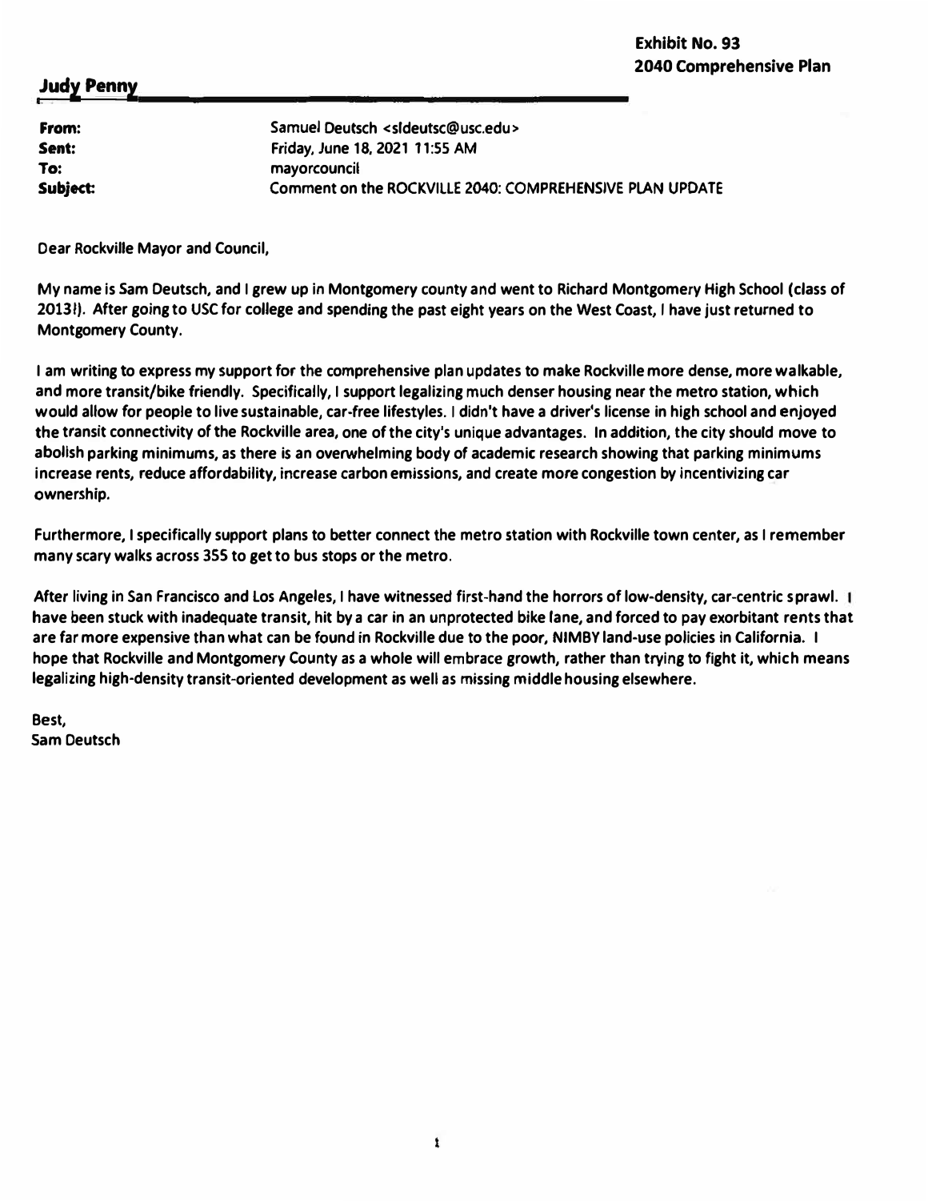**Exhibit No. 93**
**2040 Comprehensive Plan**

**Judy Penny**

| | |
|---|---|
| **From:** | Samuel Deutsch <sldeutsc@usc.edu> |
| **Sent:** | Friday, June 18, 2021 11:55 AM |
| **To:** | mayorcouncil |
| **Subject:** | Comment on the ROCKVILLE 2040: COMPREHENSIVE PLAN UPDATE |

Dear Rockville Mayor and Council,

My name is Sam Deutsch, and I grew up in Montgomery county and went to Richard Montgomery High School (class of 2013!). After going to USC for college and spending the past eight years on the West Coast, I have just returned to Montgomery County.

I am writing to express my support for the comprehensive plan updates to make Rockville more dense, more walkable, and more transit/bike friendly. Specifically, I support legalizing much denser housing near the metro station, which would allow for people to live sustainable, car-free lifestyles. I didn't have a driver's license in high school and enjoyed the transit connectivity of the Rockville area, one of the city's unique advantages. In addition, the city should move to abolish parking minimums, as there is an overwhelming body of academic research showing that parking minimums increase rents, reduce affordability, increase carbon emissions, and create more congestion by incentivizing car ownership.

Furthermore, I specifically support plans to better connect the metro station with Rockville town center, as I remember many scary walks across 355 to get to bus stops or the metro.

After living in San Francisco and Los Angeles, I have witnessed first-hand the horrors of low-density, car-centric sprawl. I have been stuck with inadequate transit, hit by a car in an unprotected bike lane, and forced to pay exorbitant rents that are far more expensive than what can be found in Rockville due to the poor, NIMBY land-use policies in California. I hope that Rockville and Montgomery County as a whole will embrace growth, rather than trying to fight it, which means legalizing high-density transit-oriented development as well as missing middle housing elsewhere.

Best,
Sam Deutsch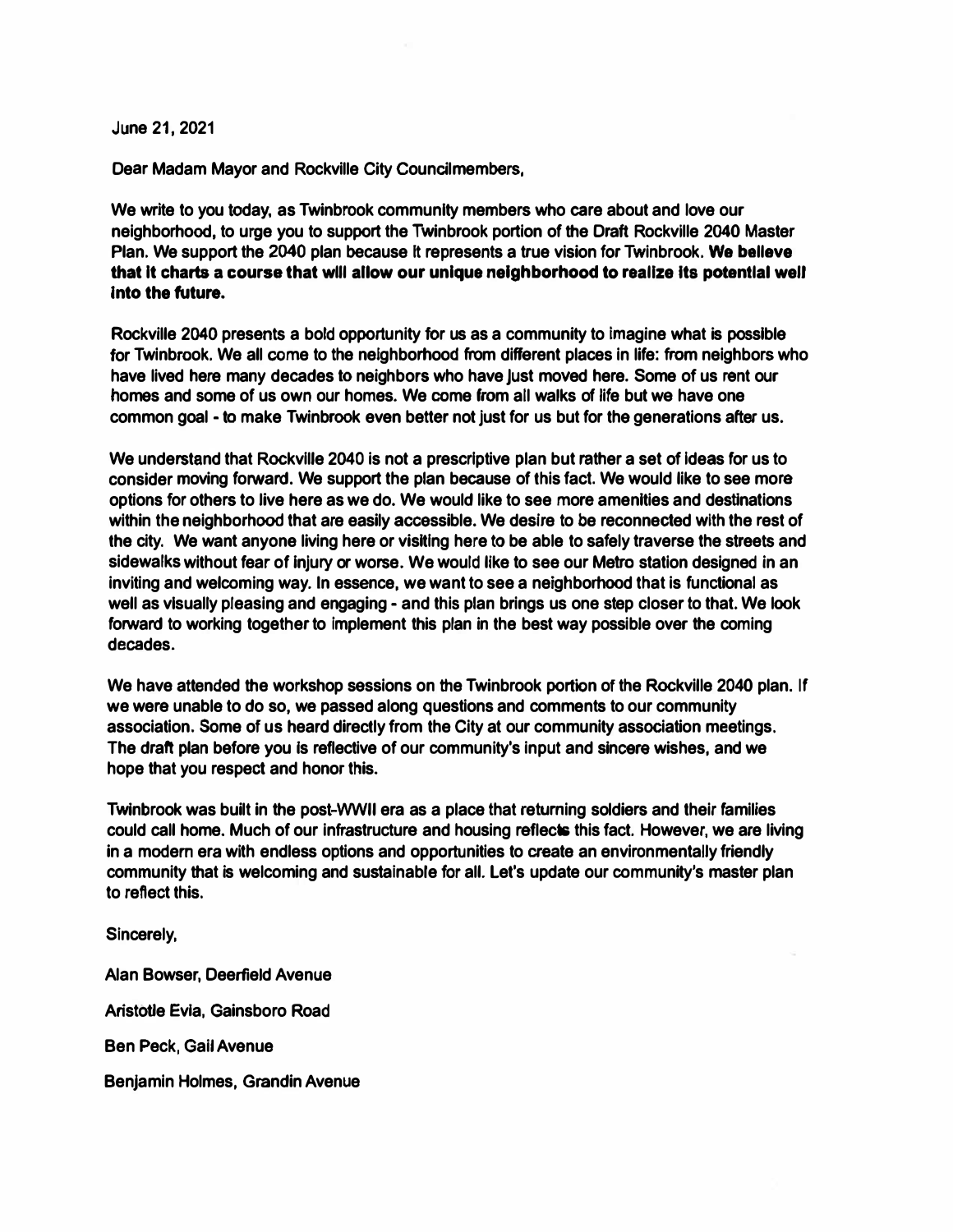June 21, 2021

Dear Madam Mayor and Rockville City Councilmembers,

We write to you today, as Twinbrook community members who care about and love our neighborhood, to urge you to support the Twinbrook portion of the Draft Rockville 2040 Master Plan. We support the 2040 plan because it represents a true vision for Twinbrook. **We believe that it charts a course that will allow our unique neighborhood to realize its potential well into the future.**

Rockville 2040 presents a bold opportunity for us as a community to imagine what is possible for Twinbrook. We all come to the neighborhood from different places in life: from neighbors who have lived here many decades to neighbors who have just moved here. Some of us rent our homes and some of us own our homes. We come from all walks of life but we have one common goal - to make Twinbrook even better not just for us but for the generations after us.

We understand that Rockville 2040 is not a prescriptive plan but rather a set of ideas for us to consider moving forward. We support the plan because of this fact. We would like to see more options for others to live here as we do. We would like to see more amenities and destinations within the neighborhood that are easily accessible. We desire to be reconnected with the rest of the city. We want anyone living here or visiting here to be able to safely traverse the streets and sidewalks without fear of injury or worse. We would like to see our Metro station designed in an inviting and welcoming way. In essence, we want to see a neighborhood that is functional as well as visually pleasing and engaging - and this plan brings us one step closer to that. We look forward to working together to implement this plan in the best way possible over the coming decades.

We have attended the workshop sessions on the Twinbrook portion of the Rockville 2040 plan. If we were unable to do so, we passed along questions and comments to our community association. Some of us heard directly from the City at our community association meetings. The draft plan before you is reflective of our community's input and sincere wishes, and we hope that you respect and honor this.

Twinbrook was built in the post-WWII era as a place that returning soldiers and their families could call home. Much of our infrastructure and housing reflects this fact. However, we are living in a modern era with endless options and opportunities to create an environmentally friendly community that is welcoming and sustainable for all. Let's update our community's master plan to reflect this.

Sincerely,

Alan Bowser, Deerfield Avenue

Aristotle Evia, Gainsboro Road

Ben Peck, Gail Avenue

Benjamin Holmes, Grandin Avenue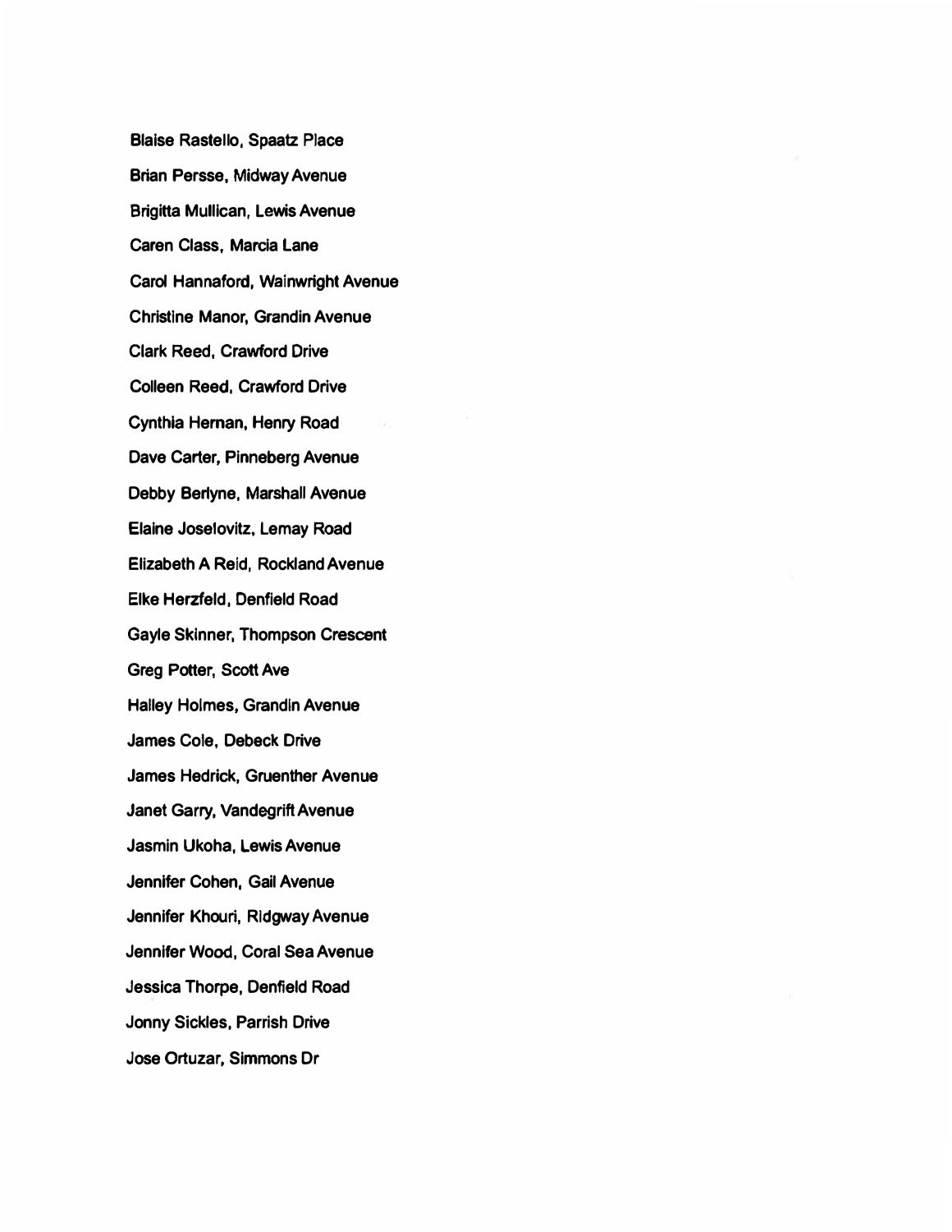Blaise Rastello, Spaatz Place

Brian Persse, Midway Avenue

Brigitta Mullican, Lewis Avenue

Caren Class, Marcia Lane

Carol Hannaford, Wainwright Avenue

Christine Manor, Grandin Avenue

Clark Reed, Crawford Drive

Colleen Reed, Crawford Drive

Cynthia Hernan, Henry Road

Dave Carter, Pinneberg Avenue

Debby Berlyne, Marshall Avenue

Elaine Joselovitz, Lemay Road

Elizabeth A Reid, Rockland Avenue

Elke Herzfeld, Denfield Road

Gayle Skinner, Thompson Crescent

Greg Potter, Scott Ave

Halley Holmes, Grandin Avenue

James Cole, Debeck Drive

James Hedrick, Gruenther Avenue

Janet Garry, Vandegrift Avenue

Jasmin Ukoha, Lewis Avenue

Jennifer Cohen, Gail Avenue

Jennifer Khouri, Ridgway Avenue

Jennifer Wood, Coral Sea Avenue

Jessica Thorpe, Denfield Road

Jonny Sickles, Parrish Drive

Jose Ortuzar, Simmons Dr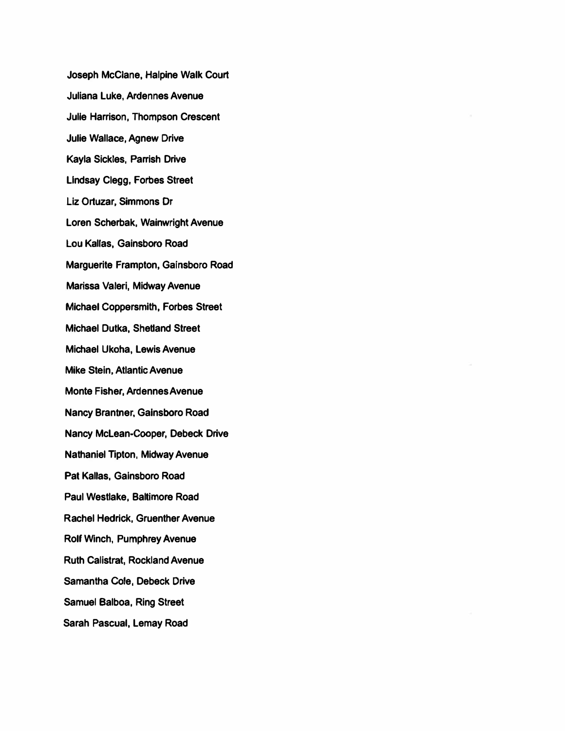Joseph McClane, Halpine Walk Court

Juliana Luke, Ardennes Avenue

Julie Harrison, Thompson Crescent

Julie Wallace, Agnew Drive

Kayla Sickles, Parrish Drive

Lindsay Clegg, Forbes Street

Liz Ortuzar, Simmons Dr

Loren Scherbak, Wainwright Avenue

Lou Kallas, Gainsboro Road

Marguerite Frampton, Gainsboro Road

Marissa Valeri, Midway Avenue

Michael Coppersmith, Forbes Street

Michael Dutka, Shetland Street

Michael Ukoha, Lewis Avenue

Mike Stein, Atlantic Avenue

Monte Fisher, Ardennes Avenue

Nancy Brantner, Gainsboro Road

Nancy McLean-Cooper, Debeck Drive

Nathaniel Tipton, Midway Avenue

Pat Kallas, Gainsboro Road

Paul Westlake, Baltimore Road

Rachel Hedrick, Gruenther Avenue

Rolf Winch, Pumphrey Avenue

Ruth Calistrat, Rockland Avenue

Samantha Cole, Debeck Drive

Samuel Balboa, Ring Street

Sarah Pascual, Lemay Road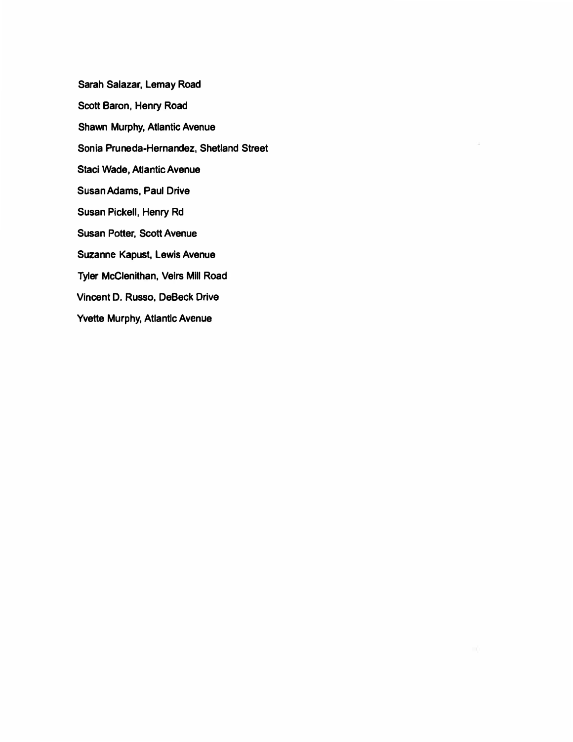Sarah Salazar, Lemay Road

Scott Baron, Henry Road

Shawn Murphy, Atlantic Avenue

Sonia Pruneda-Hernandez, Shetland Street

Staci Wade, Atlantic Avenue

Susan Adams, Paul Drive

Susan Pickell, Henry Rd

Susan Potter, Scott Avenue

Suzanne Kapust, Lewis Avenue

Tyler McClenithan, Veirs Mill Road

Vincent D. Russo, DeBeck Drive

Yvette Murphy, Atlantic Avenue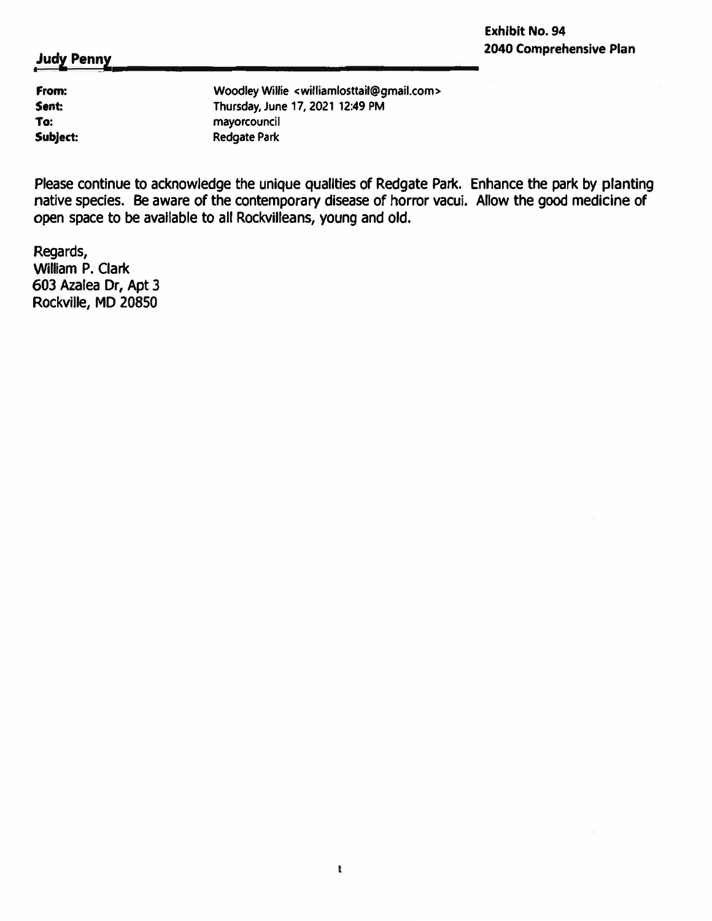**Exhibit No. 94**
**2040 Comprehensive Plan**

**Judy Penny**

| | |
|---|---|
| **From:** | Woodley Willie <williamlosttail@gmail.com> |
| **Sent:** | Thursday, June 17, 2021 12:49 PM |
| **To:** | mayorcouncil |
| **Subject:** | Redgate Park |

Please continue to acknowledge the unique qualities of Redgate Park. Enhance the park by planting native species. Be aware of the contemporary disease of horror vacui. Allow the good medicine of open space to be available to all Rockvilleans, young and old.

Regards,
William P. Clark
603 Azalea Dr, Apt 3
Rockville, MD 20850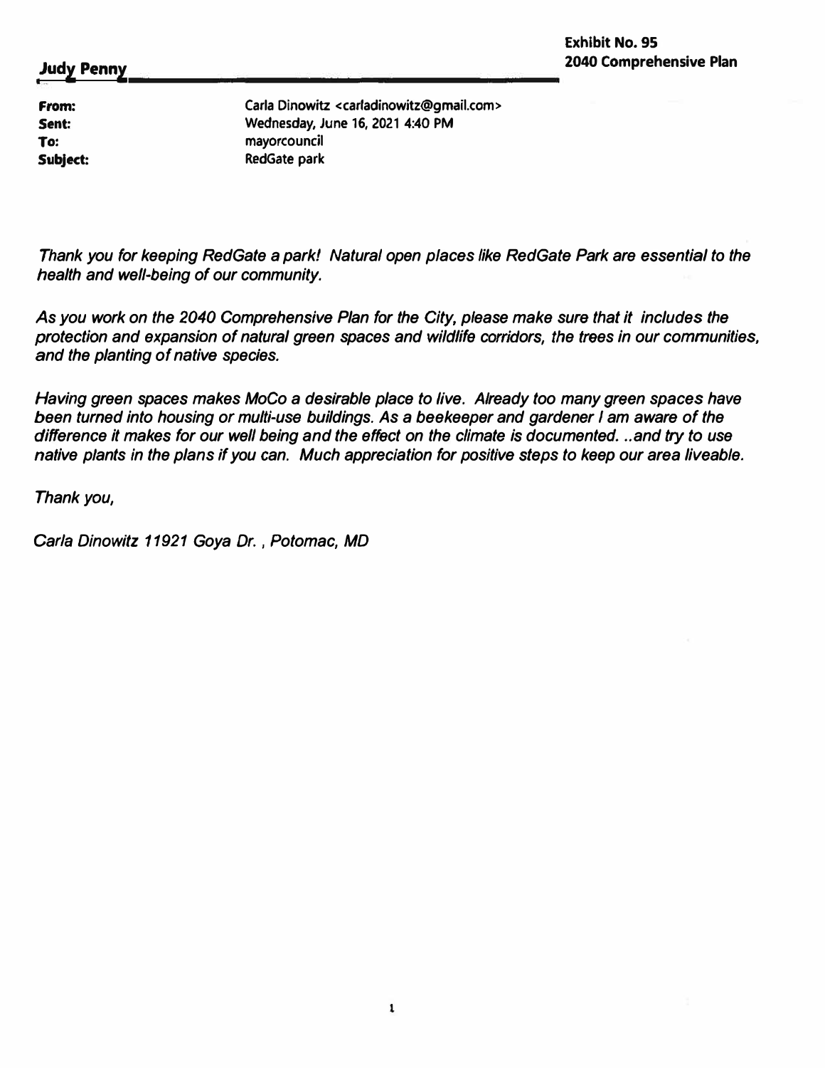**Exhibit No. 95**
**2040 Comprehensive Plan**

**Judy Penny**

| | |
|---|---|
| **From:** | Carla Dinowitz <carladinowitz@gmail.com> |
| **Sent:** | Wednesday, June 16, 2021 4:40 PM |
| **To:** | mayorcouncil |
| **Subject:** | RedGate park |

*Thank you for keeping RedGate a park! Natural open places like RedGate Park are essential to the health and well-being of our community.*

*As you work on the 2040 Comprehensive Plan for the City, please make sure that it includes the protection and expansion of natural green spaces and wildlife corridors, the trees in our communities, and the planting of native species.*

*Having green spaces makes MoCo a desirable place to live. Already too many green spaces have been turned into housing or multi-use buildings. As a beekeeper and gardener I am aware of the difference it makes for our well being and the effect on the climate is documented. ..and try to use native plants in the plans if you can. Much appreciation for positive steps to keep our area liveable.*

*Thank you,*

*Carla Dinowitz 11921 Goya Dr. , Potomac, MD*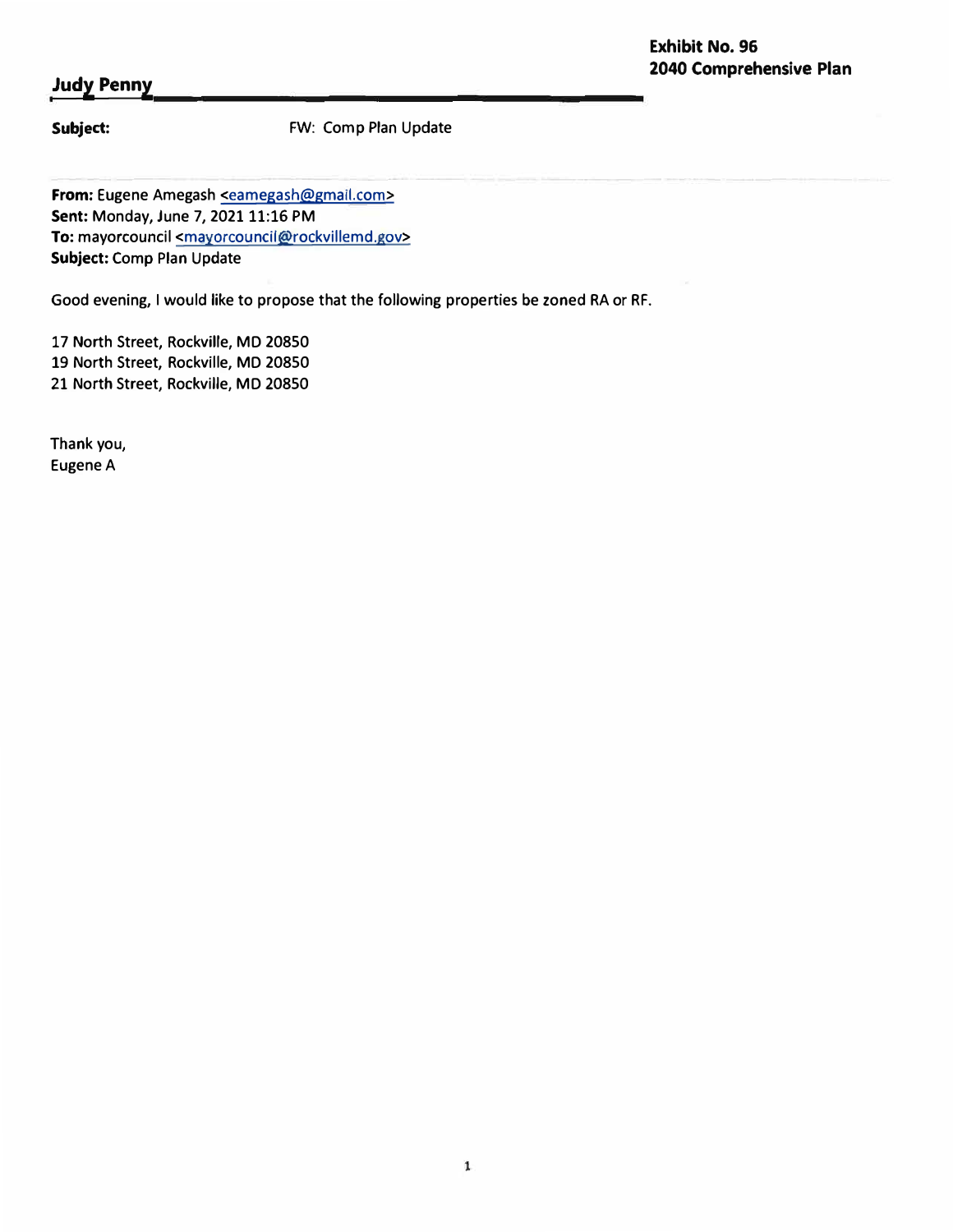**Exhibit No. 96**
**2040 Comprehensive Plan**

**Judy Penny**

**Subject:** FW: Comp Plan Update

**From:** Eugene Amegash <eamegash@gmail.com>
**Sent:** Monday, June 7, 2021 11:16 PM
**To:** mayorcouncil <mayorcouncil@rockvillemd.gov>
**Subject:** Comp Plan Update

Good evening, I would like to propose that the following properties be zoned RA or RF.

17 North Street, Rockville, MD 20850
19 North Street, Rockville, MD 20850
21 North Street, Rockville, MD 20850

Thank you,
Eugene A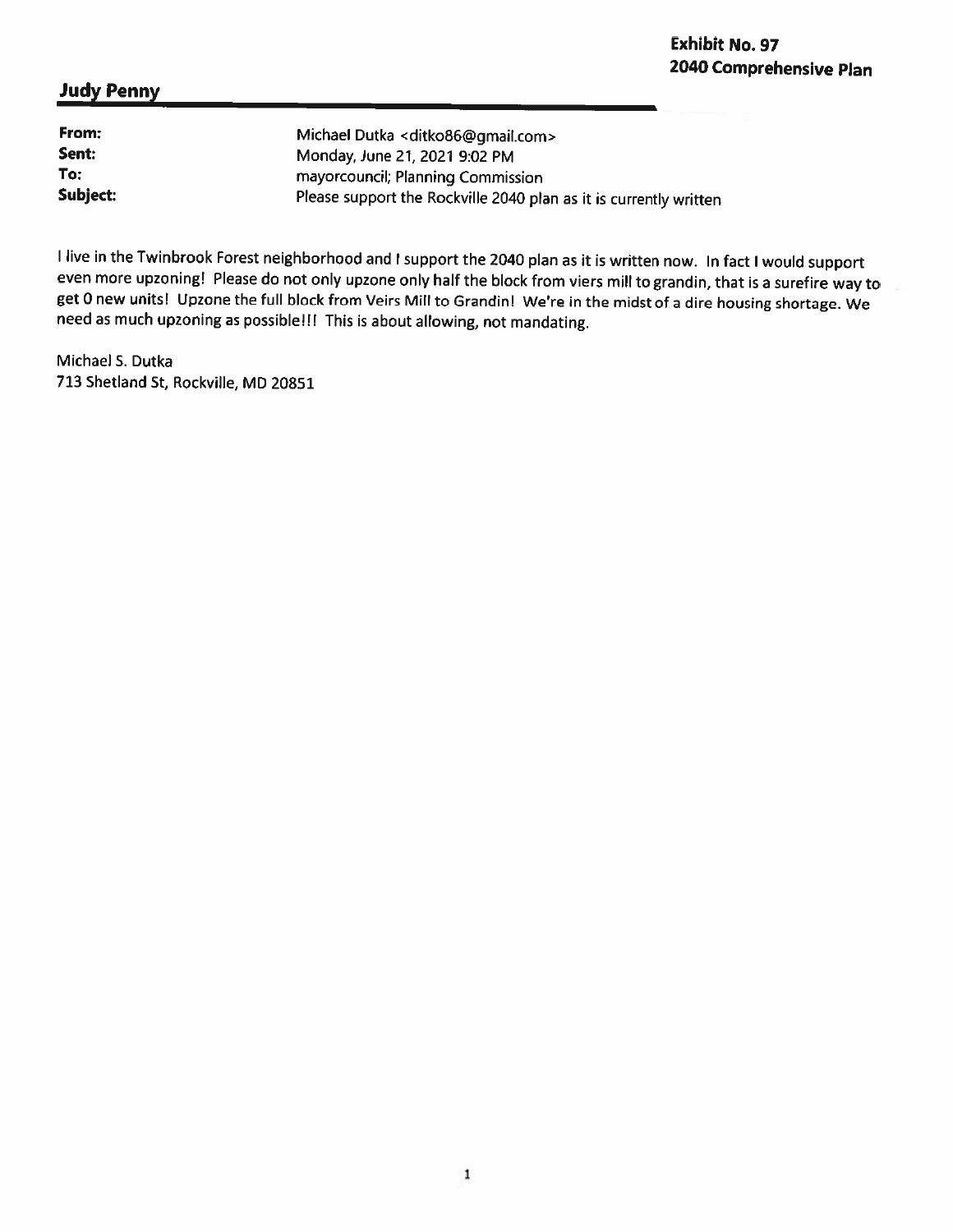**Exhibit No. 97**
**2040 Comprehensive Plan**

## Judy Penny

| | |
|---|---|
| **From:** | Michael Dutka <ditko86@gmail.com> |
| **Sent:** | Monday, June 21, 2021 9:02 PM |
| **To:** | mayorcouncil; Planning Commission |
| **Subject:** | Please support the Rockville 2040 plan as it is currently written |

I live in the Twinbrook Forest neighborhood and I support the 2040 plan as it is written now. In fact I would support even more upzoning! Please do not only upzone only half the block from viers mill to grandin, that is a surefire way to get 0 new units! Upzone the full block from Veirs Mill to Grandin! We're in the midst of a dire housing shortage. We need as much upzoning as possible!!! This is about allowing, not mandating.

Michael S. Dutka
713 Shetland St, Rockville, MD 20851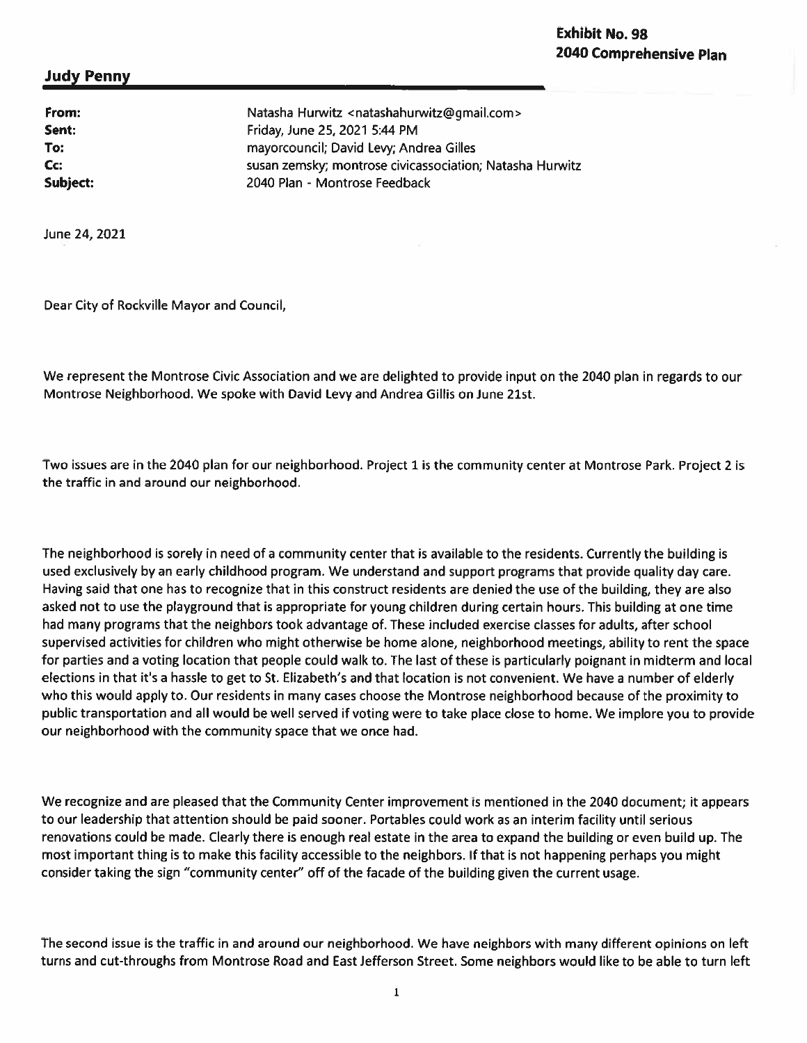**Exhibit No. 98**
**2040 Comprehensive Plan**

## Judy Penny

| | |
|---|---|
| **From:** | Natasha Hurwitz <natashahurwitz@gmail.com> |
| **Sent:** | Friday, June 25, 2021 5:44 PM |
| **To:** | mayorcouncil; David Levy; Andrea Gilles |
| **Cc:** | susan zemsky; montrose civicassociation; Natasha Hurwitz |
| **Subject:** | 2040 Plan - Montrose Feedback |

June 24, 2021

Dear City of Rockville Mayor and Council,

We represent the Montrose Civic Association and we are delighted to provide input on the 2040 plan in regards to our Montrose Neighborhood. We spoke with David Levy and Andrea Gillis on June 21st.

Two issues are in the 2040 plan for our neighborhood. Project 1 is the community center at Montrose Park. Project 2 is the traffic in and around our neighborhood.

The neighborhood is sorely in need of a community center that is available to the residents. Currently the building is used exclusively by an early childhood program. We understand and support programs that provide quality day care. Having said that one has to recognize that in this construct residents are denied the use of the building, they are also asked not to use the playground that is appropriate for young children during certain hours. This building at one time had many programs that the neighbors took advantage of. These included exercise classes for adults, after school supervised activities for children who might otherwise be home alone, neighborhood meetings, ability to rent the space for parties and a voting location that people could walk to. The last of these is particularly poignant in midterm and local elections in that it's a hassle to get to St. Elizabeth's and that location is not convenient. We have a number of elderly who this would apply to. Our residents in many cases choose the Montrose neighborhood because of the proximity to public transportation and all would be well served if voting were to take place close to home. We implore you to provide our neighborhood with the community space that we once had.

We recognize and are pleased that the Community Center improvement is mentioned in the 2040 document; it appears to our leadership that attention should be paid sooner. Portables could work as an interim facility until serious renovations could be made. Clearly there is enough real estate in the area to expand the building or even build up. The most important thing is to make this facility accessible to the neighbors. If that is not happening perhaps you might consider taking the sign "community center" off of the facade of the building given the current usage.

The second issue is the traffic in and around our neighborhood. We have neighbors with many different opinions on left turns and cut-throughs from Montrose Road and East Jefferson Street. Some neighbors would like to be able to turn left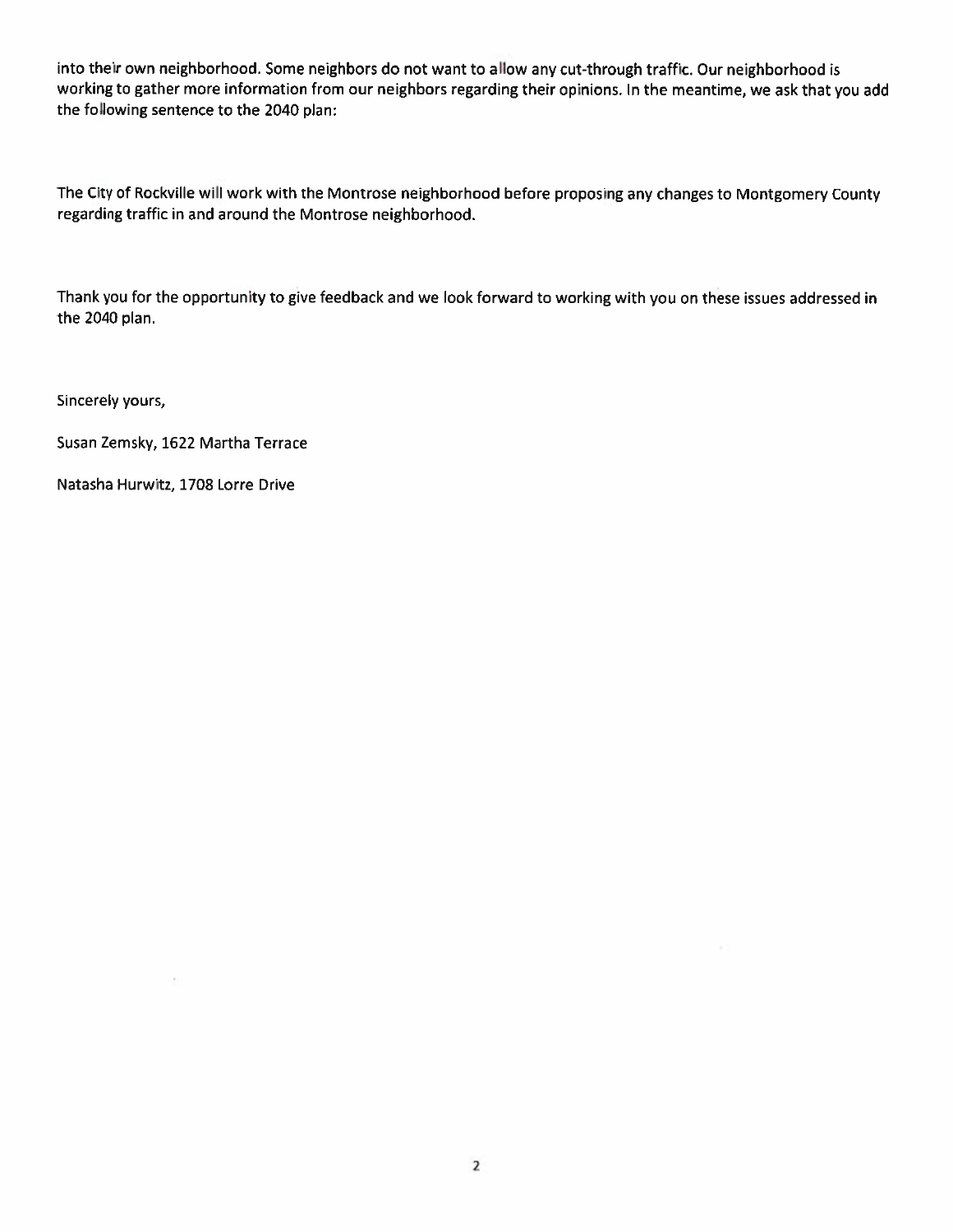into their own neighborhood. Some neighbors do not want to allow any cut-through traffic. Our neighborhood is working to gather more information from our neighbors regarding their opinions. In the meantime, we ask that you add the following sentence to the 2040 plan:

The City of Rockville will work with the Montrose neighborhood before proposing any changes to Montgomery County regarding traffic in and around the Montrose neighborhood.

Thank you for the opportunity to give feedback and we look forward to working with you on these issues addressed in the 2040 plan.

Sincerely yours,

Susan Zemsky, 1622 Martha Terrace

Natasha Hurwitz, 1708 Lorre Drive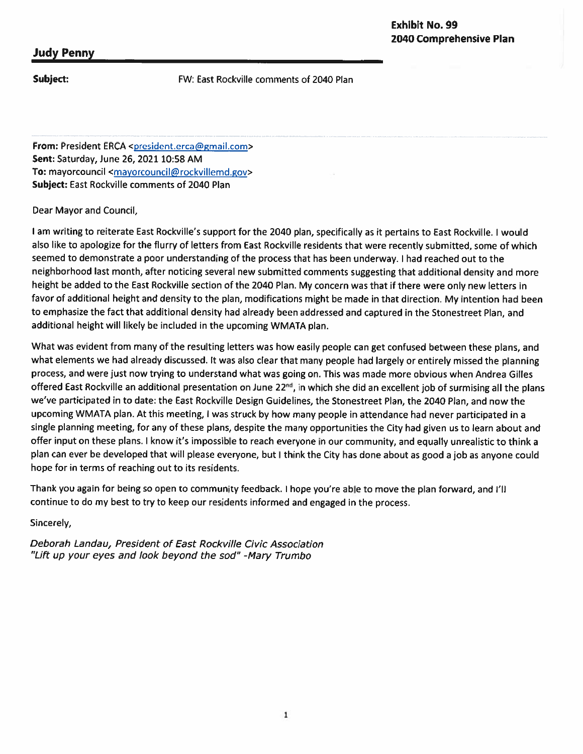**Exhibit No. 99**
**2040 Comprehensive Plan**

## Judy Penny

**Subject:** FW: East Rockville comments of 2040 Plan

**From:** President ERCA <president.erca@gmail.com>
**Sent:** Saturday, June 26, 2021 10:58 AM
**To:** mayorcouncil <mayorcouncil@rockvillemd.gov>
**Subject:** East Rockville comments of 2040 Plan

Dear Mayor and Council,

I am writing to reiterate East Rockville's support for the 2040 plan, specifically as it pertains to East Rockville. I would also like to apologize for the flurry of letters from East Rockville residents that were recently submitted, some of which seemed to demonstrate a poor understanding of the process that has been underway. I had reached out to the neighborhood last month, after noticing several new submitted comments suggesting that additional density and more height be added to the East Rockville section of the 2040 Plan. My concern was that if there were only new letters in favor of additional height and density to the plan, modifications might be made in that direction. My intention had been to emphasize the fact that additional density had already been addressed and captured in the Stonestreet Plan, and additional height will likely be included in the upcoming WMATA plan.

What was evident from many of the resulting letters was how easily people can get confused between these plans, and what elements we had already discussed. It was also clear that many people had largely or entirely missed the planning process, and were just now trying to understand what was going on. This was made more obvious when Andrea Gilles offered East Rockville an additional presentation on June 22nd, in which she did an excellent job of surmising all the plans we've participated in to date: the East Rockville Design Guidelines, the Stonestreet Plan, the 2040 Plan, and now the upcoming WMATA plan. At this meeting, I was struck by how many people in attendance had never participated in a single planning meeting, for any of these plans, despite the many opportunities the City had given us to learn about and offer input on these plans. I know it's impossible to reach everyone in our community, and equally unrealistic to think a plan can ever be developed that will please everyone, but I think the City has done about as good a job as anyone could hope for in terms of reaching out to its residents.

Thank you again for being so open to community feedback. I hope you're able to move the plan forward, and I'll continue to do my best to try to keep our residents informed and engaged in the process.

Sincerely,

*Deborah Landau, President of East Rockville Civic Association*
*"Lift up your eyes and look beyond the sod" -Mary Trumbo*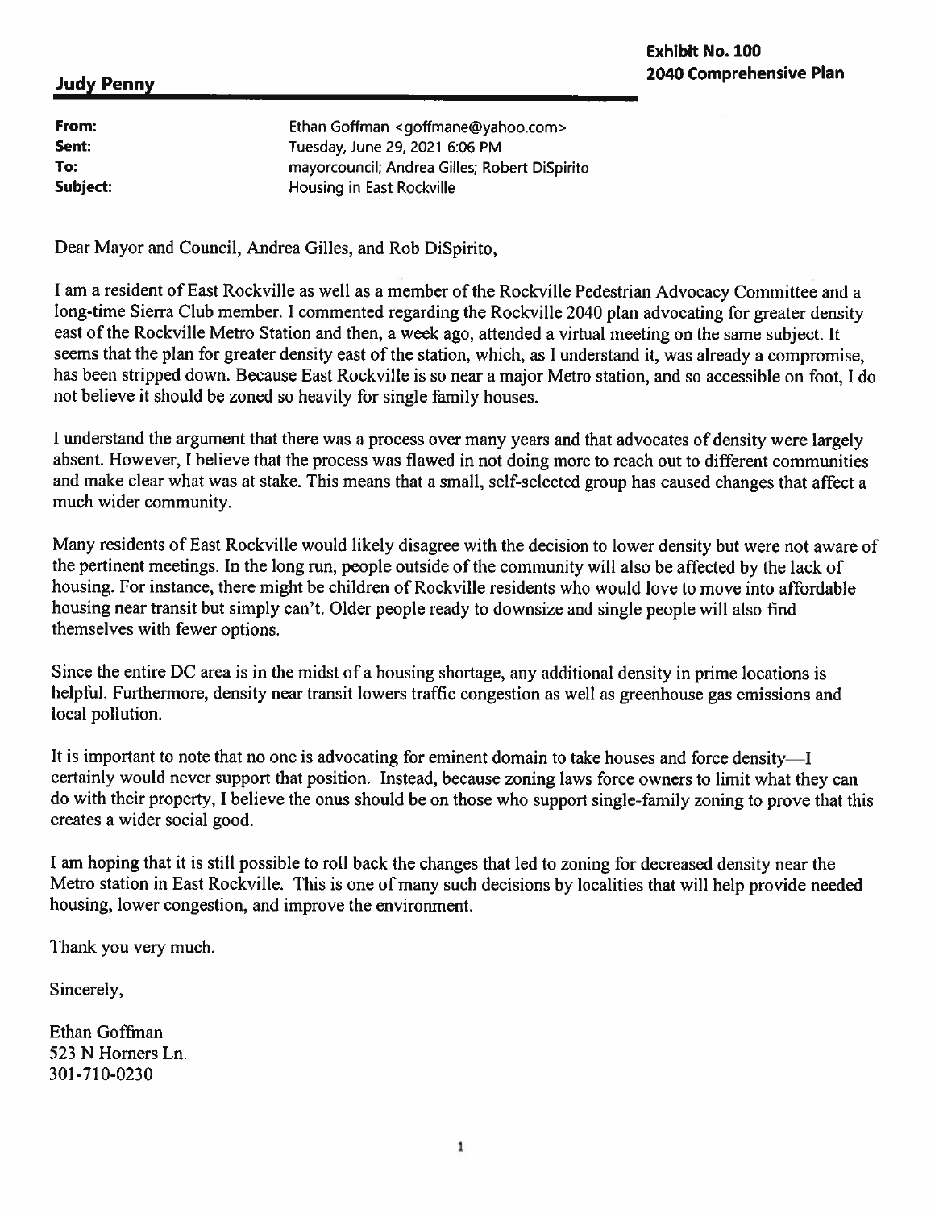**Exhibit No. 100**
**2040 Comprehensive Plan**

**Judy Penny**

| | |
|---|---|
| **From:** | Ethan Goffman <goffmane@yahoo.com> |
| **Sent:** | Tuesday, June 29, 2021 6:06 PM |
| **To:** | mayorcouncil; Andrea Gilles; Robert DiSpirito |
| **Subject:** | Housing in East Rockville |

Dear Mayor and Council, Andrea Gilles, and Rob DiSpirito,

I am a resident of East Rockville as well as a member of the Rockville Pedestrian Advocacy Committee and a long-time Sierra Club member. I commented regarding the Rockville 2040 plan advocating for greater density east of the Rockville Metro Station and then, a week ago, attended a virtual meeting on the same subject. It seems that the plan for greater density east of the station, which, as I understand it, was already a compromise, has been stripped down. Because East Rockville is so near a major Metro station, and so accessible on foot, I do not believe it should be zoned so heavily for single family houses.

I understand the argument that there was a process over many years and that advocates of density were largely absent. However, I believe that the process was flawed in not doing more to reach out to different communities and make clear what was at stake. This means that a small, self-selected group has caused changes that affect a much wider community.

Many residents of East Rockville would likely disagree with the decision to lower density but were not aware of the pertinent meetings. In the long run, people outside of the community will also be affected by the lack of housing. For instance, there might be children of Rockville residents who would love to move into affordable housing near transit but simply can't. Older people ready to downsize and single people will also find themselves with fewer options.

Since the entire DC area is in the midst of a housing shortage, any additional density in prime locations is helpful. Furthermore, density near transit lowers traffic congestion as well as greenhouse gas emissions and local pollution.

It is important to note that no one is advocating for eminent domain to take houses and force density—I certainly would never support that position. Instead, because zoning laws force owners to limit what they can do with their property, I believe the onus should be on those who support single-family zoning to prove that this creates a wider social good.

I am hoping that it is still possible to roll back the changes that led to zoning for decreased density near the Metro station in East Rockville. This is one of many such decisions by localities that will help provide needed housing, lower congestion, and improve the environment.

Thank you very much.

Sincerely,

Ethan Goffman
523 N Horners Ln.
301-710-0230